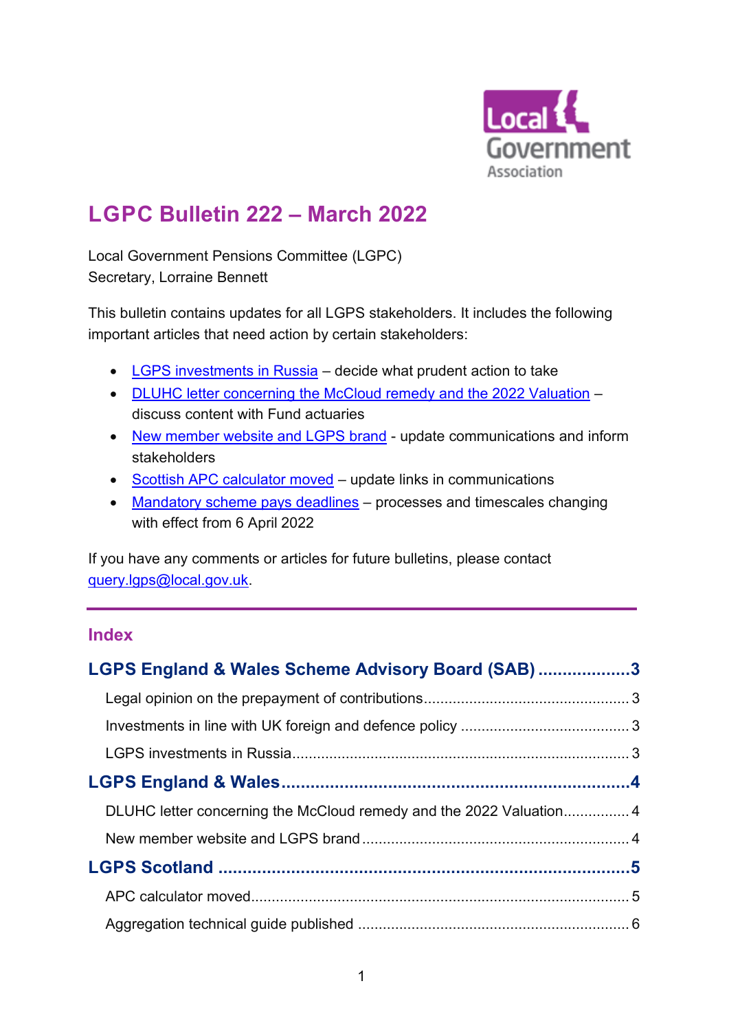# LGPC Bulletin 222 – March 2022

Local Government Pensions Committee (LGPC)
Secretary, Lorraine Bennett

This bulletin contains updates for all LGPS stakeholders. It includes the following important articles that need action by certain stakeholders:

- LGPS investments in Russia – decide what prudent action to take
- DLUHC letter concerning the McCloud remedy and the 2022 Valuation – discuss content with Fund actuaries
- New member website and LGPS brand - update communications and inform stakeholders
- Scottish APC calculator moved – update links in communications
- Mandatory scheme pays deadlines – processes and timescales changing with effect from 6 April 2022

If you have any comments or articles for future bulletins, please contact query.lgps@local.gov.uk.

---

## Index

**LGPS England & Wales Scheme Advisory Board (SAB)** .................. 3

- Legal opinion on the prepayment of contributions .................. 3
- Investments in line with UK foreign and defence policy .................. 3
- LGPS investments in Russia .................. 3

**LGPS England & Wales** .................. 4

- DLUHC letter concerning the McCloud remedy and the 2022 Valuation .................. 4
- New member website and LGPS brand .................. 4

**LGPS Scotland** .................. 5

- APC calculator moved .................. 5
- Aggregation technical guide published .................. 6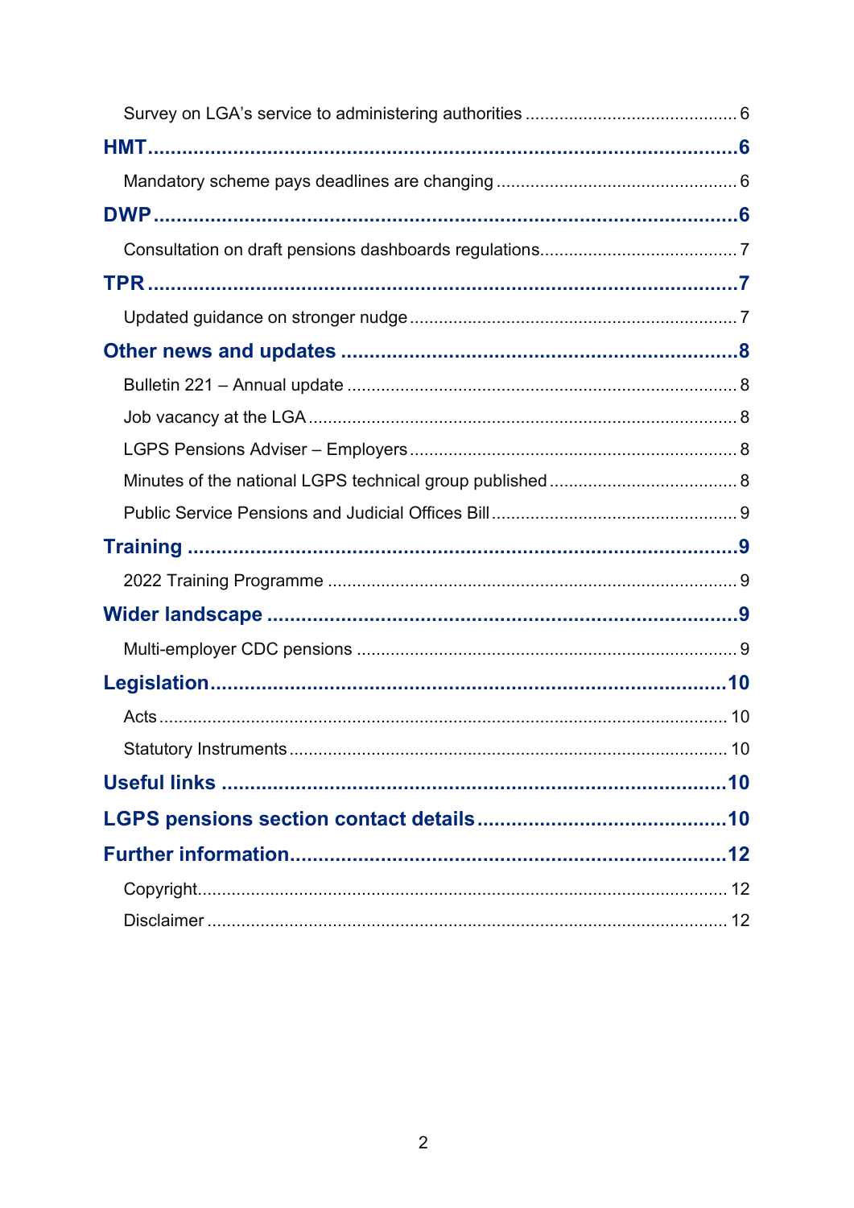Survey on LGA's service to administering authorities ............................................ 6

**HMT** ........................................................................................................ **6**

Mandatory scheme pays deadlines are changing .................................................. 6

**DWP** ........................................................................................................ **6**

Consultation on draft pensions dashboards regulations......................................... 7

**TPR** ......................................................................................................... **7**

Updated guidance on stronger nudge ................................................................... 7

**Other news and updates** ...................................................................... **8**

Bulletin 221 – Annual update ................................................................................ 8

Job vacancy at the LGA ........................................................................................ 8

LGPS Pensions Adviser – Employers .................................................................... 8

Minutes of the national LGPS technical group published ....................................... 8

Public Service Pensions and Judicial Offices Bill ................................................... 9

**Training** ................................................................................................... **9**

2022 Training Programme ..................................................................................... 9

**Wider landscape** .................................................................................... **9**

Multi-employer CDC pensions ............................................................................... 9

**Legislation** ............................................................................................. **10**

Acts ..................................................................................................................... 10

Statutory Instruments .......................................................................................... 10

**Useful links** ........................................................................................... **10**

**LGPS pensions section contact details** ............................................ **10**

**Further information** .............................................................................. **12**

Copyright ............................................................................................................. 12

Disclaimer ........................................................................................................... 12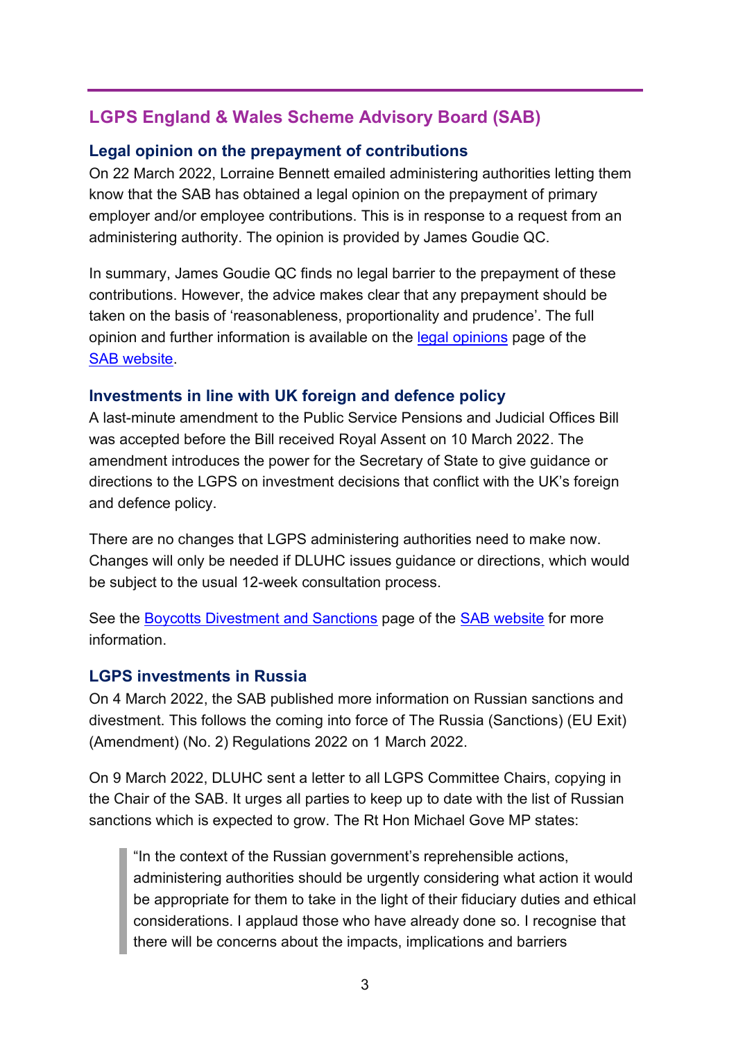## LGPS England & Wales Scheme Advisory Board (SAB)

### Legal opinion on the prepayment of contributions

On 22 March 2022, Lorraine Bennett emailed administering authorities letting them know that the SAB has obtained a legal opinion on the prepayment of primary employer and/or employee contributions. This is in response to a request from an administering authority. The opinion is provided by James Goudie QC.

In summary, James Goudie QC finds no legal barrier to the prepayment of these contributions. However, the advice makes clear that any prepayment should be taken on the basis of 'reasonableness, proportionality and prudence'. The full opinion and further information is available on the legal opinions page of the SAB website.

### Investments in line with UK foreign and defence policy

A last-minute amendment to the Public Service Pensions and Judicial Offices Bill was accepted before the Bill received Royal Assent on 10 March 2022. The amendment introduces the power for the Secretary of State to give guidance or directions to the LGPS on investment decisions that conflict with the UK's foreign and defence policy.

There are no changes that LGPS administering authorities need to make now. Changes will only be needed if DLUHC issues guidance or directions, which would be subject to the usual 12-week consultation process.

See the Boycotts Divestment and Sanctions page of the SAB website for more information.

### LGPS investments in Russia

On 4 March 2022, the SAB published more information on Russian sanctions and divestment. This follows the coming into force of The Russia (Sanctions) (EU Exit) (Amendment) (No. 2) Regulations 2022 on 1 March 2022.

On 9 March 2022, DLUHC sent a letter to all LGPS Committee Chairs, copying in the Chair of the SAB. It urges all parties to keep up to date with the list of Russian sanctions which is expected to grow. The Rt Hon Michael Gove MP states:

> "In the context of the Russian government's reprehensible actions, administering authorities should be urgently considering what action it would be appropriate for them to take in the light of their fiduciary duties and ethical considerations. I applaud those who have already done so. I recognise that there will be concerns about the impacts, implications and barriers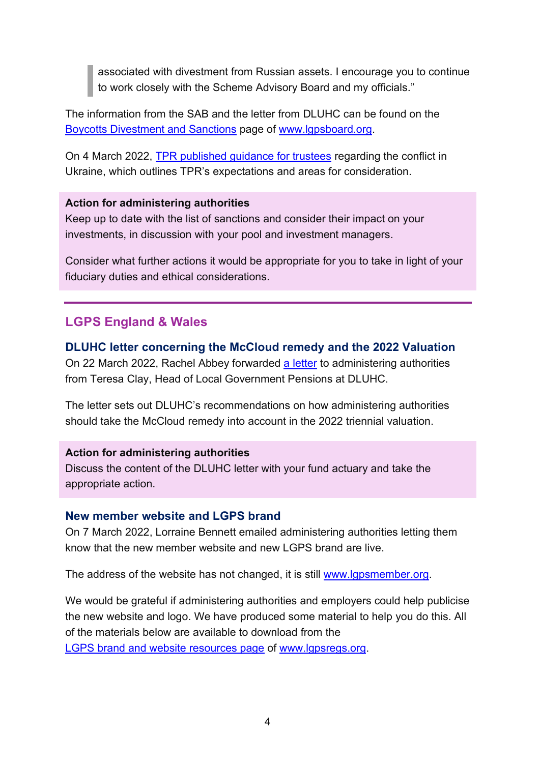> associated with divestment from Russian assets. I encourage you to continue to work closely with the Scheme Advisory Board and my officials."

The information from the SAB and the letter from DLUHC can be found on the [Boycotts Divestment and Sanctions](Boycotts Divestment and Sanctions) page of [www.lgpsboard.org](www.lgpsboard.org).

On 4 March 2022, [TPR published guidance for trustees](TPR published guidance for trustees) regarding the conflict in Ukraine, which outlines TPR's expectations and areas for consideration.

**Action for administering authorities**
Keep up to date with the list of sanctions and consider their impact on your investments, in discussion with your pool and investment managers.

Consider what further actions it would be appropriate for you to take in light of your fiduciary duties and ethical considerations.

---

## LGPS England & Wales

### DLUHC letter concerning the McCloud remedy and the 2022 Valuation

On 22 March 2022, Rachel Abbey forwarded [a letter](a letter) to administering authorities from Teresa Clay, Head of Local Government Pensions at DLUHC.

The letter sets out DLUHC's recommendations on how administering authorities should take the McCloud remedy into account in the 2022 triennial valuation.

**Action for administering authorities**
Discuss the content of the DLUHC letter with your fund actuary and take the appropriate action.

### New member website and LGPS brand

On 7 March 2022, Lorraine Bennett emailed administering authorities letting them know that the new member website and new LGPS brand are live.

The address of the website has not changed, it is still [www.lgpsmember.org](www.lgpsmember.org).

We would be grateful if administering authorities and employers could help publicise the new website and logo. We have produced some material to help you do this. All of the materials below are available to download from the [LGPS brand and website resources page](LGPS brand and website resources page) of [www.lgpsregs.org](www.lgpsregs.org).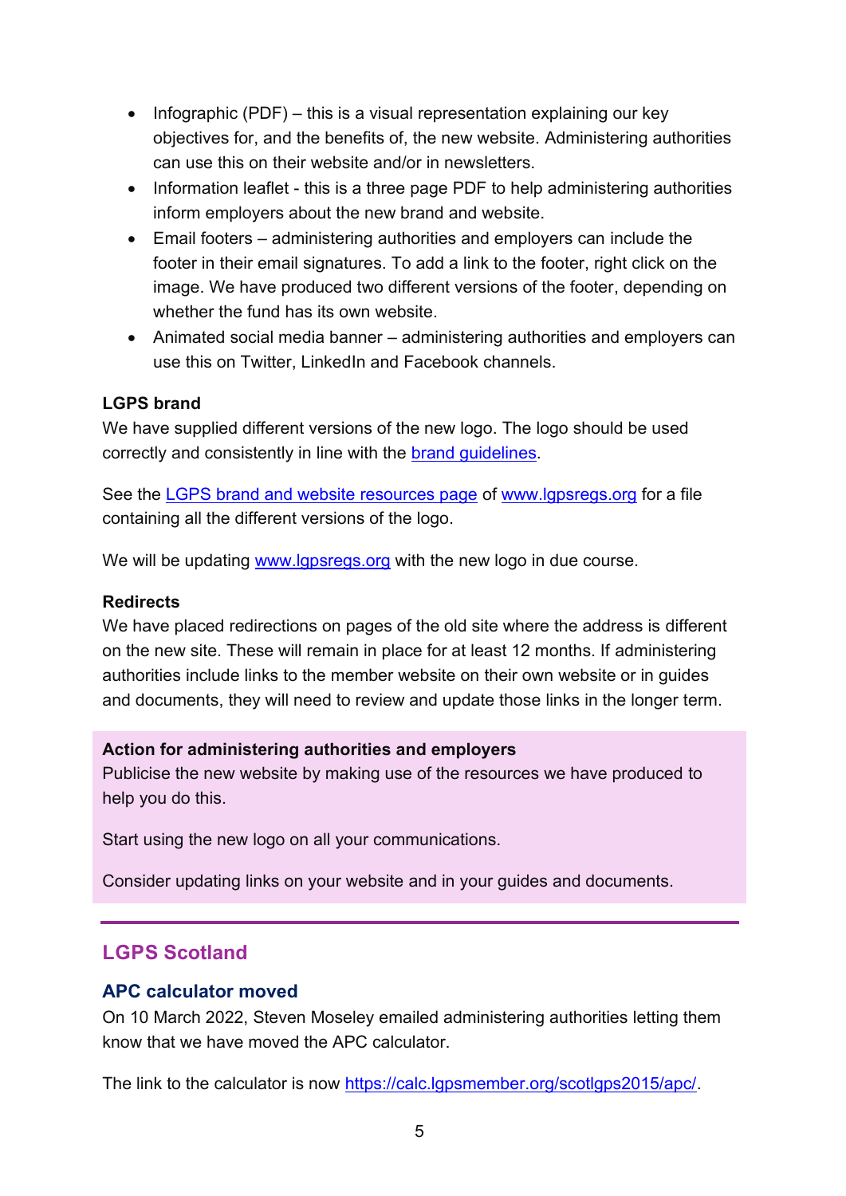- Infographic (PDF) – this is a visual representation explaining our key objectives for, and the benefits of, the new website. Administering authorities can use this on their website and/or in newsletters.
- Information leaflet - this is a three page PDF to help administering authorities inform employers about the new brand and website.
- Email footers – administering authorities and employers can include the footer in their email signatures. To add a link to the footer, right click on the image. We have produced two different versions of the footer, depending on whether the fund has its own website.
- Animated social media banner – administering authorities and employers can use this on Twitter, LinkedIn and Facebook channels.

**LGPS brand**

We have supplied different versions of the new logo. The logo should be used correctly and consistently in line with the [brand guidelines](#).

See the [LGPS brand and website resources page](#) of [www.lgpsregs.org](http://www.lgpsregs.org) for a file containing all the different versions of the logo.

We will be updating [www.lgpsregs.org](http://www.lgpsregs.org) with the new logo in due course.

**Redirects**

We have placed redirections on pages of the old site where the address is different on the new site. These will remain in place for at least 12 months. If administering authorities include links to the member website on their own website or in guides and documents, they will need to review and update those links in the longer term.

**Action for administering authorities and employers**

Publicise the new website by making use of the resources we have produced to help you do this.

Start using the new logo on all your communications.

Consider updating links on your website and in your guides and documents.

## LGPS Scotland

### APC calculator moved

On 10 March 2022, Steven Moseley emailed administering authorities letting them know that we have moved the APC calculator.

The link to the calculator is now [https://calc.lgpsmember.org/scotlgps2015/apc/](https://calc.lgpsmember.org/scotlgps2015/apc/).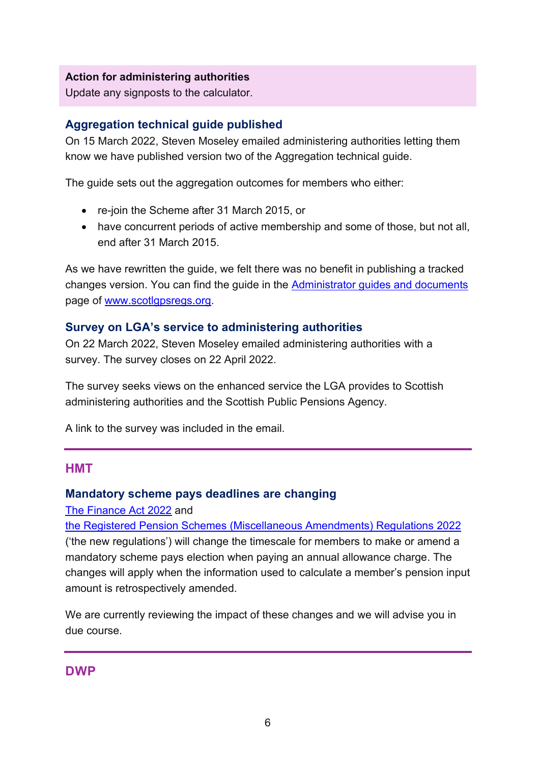**Action for administering authorities**
Update any signposts to the calculator.

### Aggregation technical guide published

On 15 March 2022, Steven Moseley emailed administering authorities letting them know we have published version two of the Aggregation technical guide.

The guide sets out the aggregation outcomes for members who either:

- re-join the Scheme after 31 March 2015, or
- have concurrent periods of active membership and some of those, but not all, end after 31 March 2015.

As we have rewritten the guide, we felt there was no benefit in publishing a tracked changes version. You can find the guide in the Administrator guides and documents page of www.scotlgpsregs.org.

### Survey on LGA's service to administering authorities

On 22 March 2022, Steven Moseley emailed administering authorities with a survey. The survey closes on 22 April 2022.

The survey seeks views on the enhanced service the LGA provides to Scottish administering authorities and the Scottish Public Pensions Agency.

A link to the survey was included in the email.

---

## HMT

### Mandatory scheme pays deadlines are changing

The Finance Act 2022 and the Registered Pension Schemes (Miscellaneous Amendments) Regulations 2022 ('the new regulations') will change the timescale for members to make or amend a mandatory scheme pays election when paying an annual allowance charge. The changes will apply when the information used to calculate a member's pension input amount is retrospectively amended.

We are currently reviewing the impact of these changes and we will advise you in due course.

---

## DWP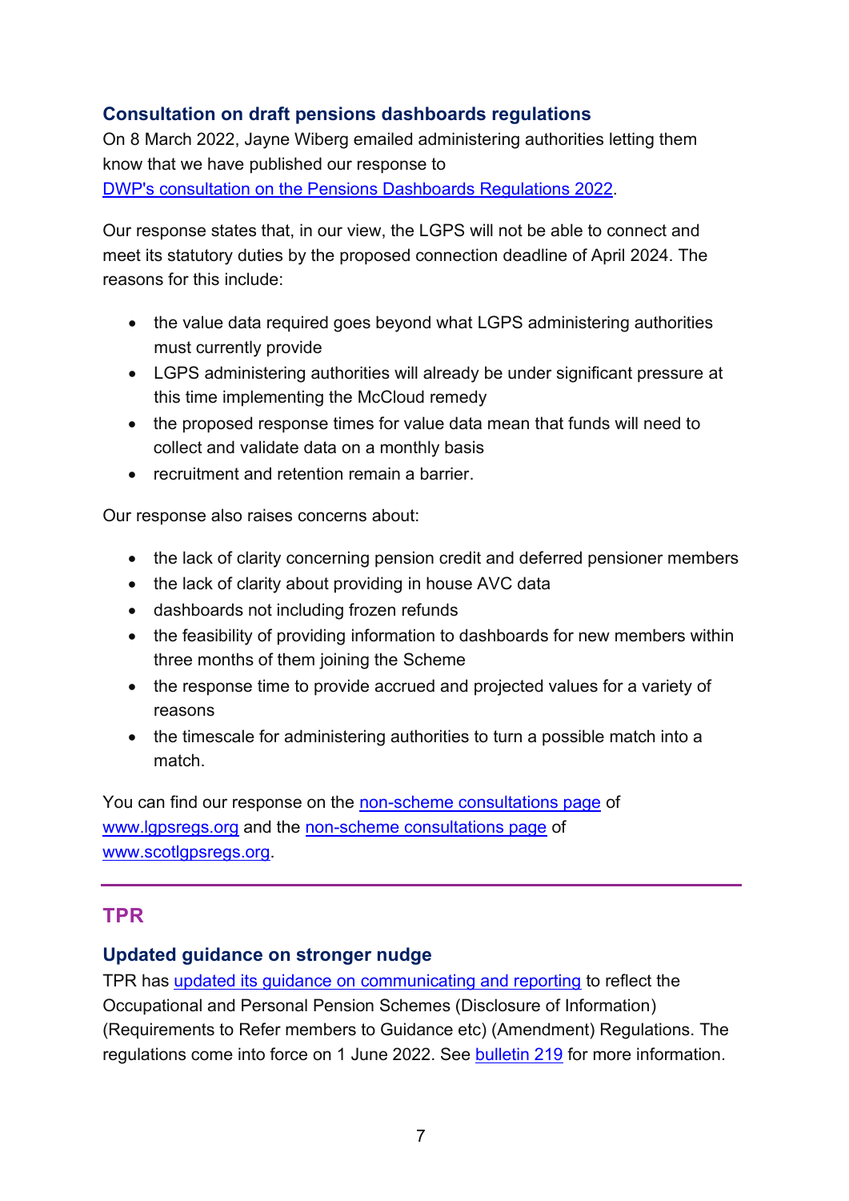### Consultation on draft pensions dashboards regulations

On 8 March 2022, Jayne Wiberg emailed administering authorities letting them know that we have published our response to [DWP's consultation on the Pensions Dashboards Regulations 2022](#).

Our response states that, in our view, the LGPS will not be able to connect and meet its statutory duties by the proposed connection deadline of April 2024. The reasons for this include:

- the value data required goes beyond what LGPS administering authorities must currently provide
- LGPS administering authorities will already be under significant pressure at this time implementing the McCloud remedy
- the proposed response times for value data mean that funds will need to collect and validate data on a monthly basis
- recruitment and retention remain a barrier.

Our response also raises concerns about:

- the lack of clarity concerning pension credit and deferred pensioner members
- the lack of clarity about providing in house AVC data
- dashboards not including frozen refunds
- the feasibility of providing information to dashboards for new members within three months of them joining the Scheme
- the response time to provide accrued and projected values for a variety of reasons
- the timescale for administering authorities to turn a possible match into a match.

You can find our response on the [non-scheme consultations page](#) of [www.lgpsregs.org](#) and the [non-scheme consultations page](#) of [www.scotlgpsregs.org](#).

## TPR

### Updated guidance on stronger nudge

TPR has [updated its guidance on communicating and reporting](#) to reflect the Occupational and Personal Pension Schemes (Disclosure of Information) (Requirements to Refer members to Guidance etc) (Amendment) Regulations. The regulations come into force on 1 June 2022. See [bulletin 219](#) for more information.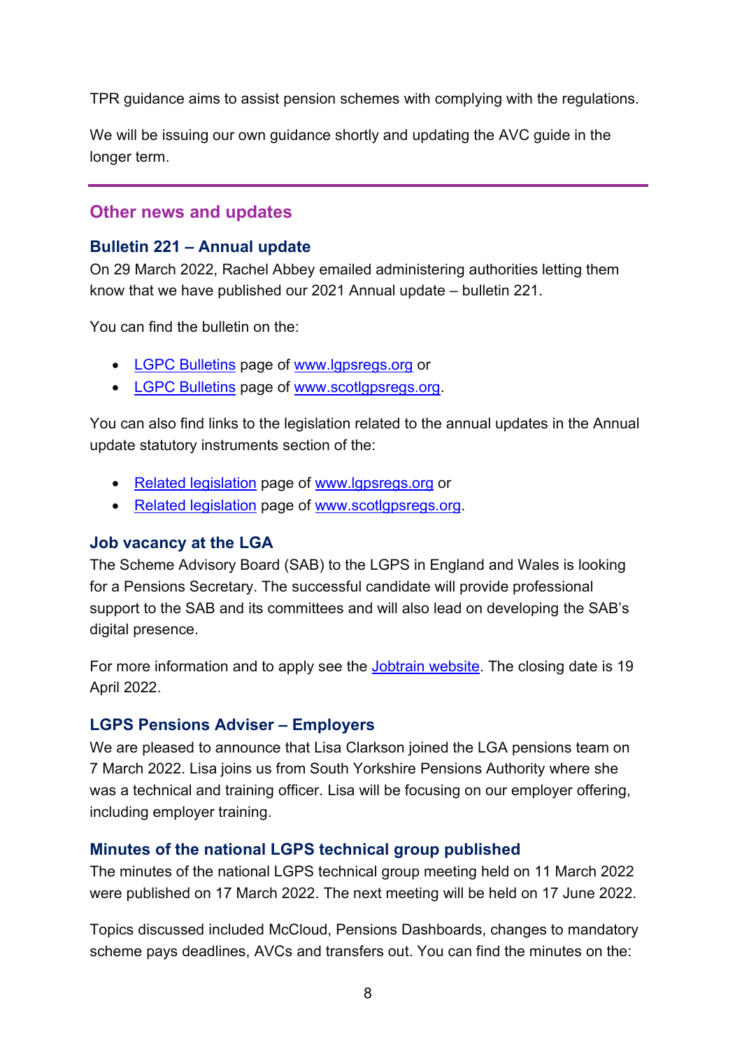TPR guidance aims to assist pension schemes with complying with the regulations.

We will be issuing our own guidance shortly and updating the AVC guide in the longer term.

---

## Other news and updates

### Bulletin 221 – Annual update

On 29 March 2022, Rachel Abbey emailed administering authorities letting them know that we have published our 2021 Annual update – bulletin 221.

You can find the bulletin on the:

- LGPC Bulletins page of www.lgpsregs.org or
- LGPC Bulletins page of www.scotlgpsregs.org.

You can also find links to the legislation related to the annual updates in the Annual update statutory instruments section of the:

- Related legislation page of www.lgpsregs.org or
- Related legislation page of www.scotlgpsregs.org.

### Job vacancy at the LGA

The Scheme Advisory Board (SAB) to the LGPS in England and Wales is looking for a Pensions Secretary. The successful candidate will provide professional support to the SAB and its committees and will also lead on developing the SAB's digital presence.

For more information and to apply see the Jobtrain website. The closing date is 19 April 2022.

### LGPS Pensions Adviser – Employers

We are pleased to announce that Lisa Clarkson joined the LGA pensions team on 7 March 2022. Lisa joins us from South Yorkshire Pensions Authority where she was a technical and training officer. Lisa will be focusing on our employer offering, including employer training.

### Minutes of the national LGPS technical group published

The minutes of the national LGPS technical group meeting held on 11 March 2022 were published on 17 March 2022. The next meeting will be held on 17 June 2022.

Topics discussed included McCloud, Pensions Dashboards, changes to mandatory scheme pays deadlines, AVCs and transfers out. You can find the minutes on the: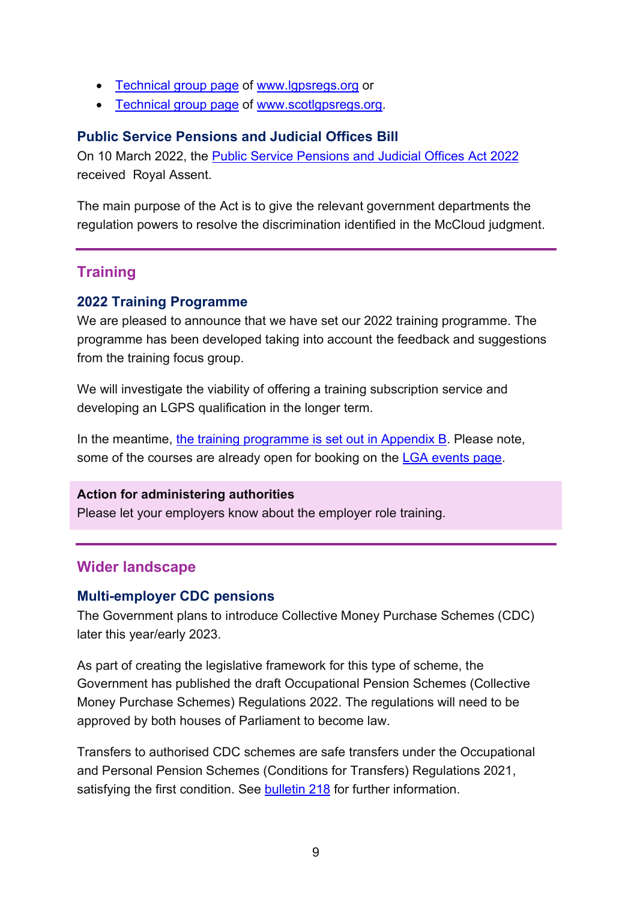- Technical group page of www.lgpsregs.org or
- Technical group page of www.scotlgpsregs.org.

### Public Service Pensions and Judicial Offices Bill

On 10 March 2022, the Public Service Pensions and Judicial Offices Act 2022 received Royal Assent.

The main purpose of the Act is to give the relevant government departments the regulation powers to resolve the discrimination identified in the McCloud judgment.

## Training

### 2022 Training Programme

We are pleased to announce that we have set our 2022 training programme. The programme has been developed taking into account the feedback and suggestions from the training focus group.

We will investigate the viability of offering a training subscription service and developing an LGPS qualification in the longer term.

In the meantime, the training programme is set out in Appendix B. Please note, some of the courses are already open for booking on the LGA events page.

**Action for administering authorities**
Please let your employers know about the employer role training.

## Wider landscape

### Multi-employer CDC pensions

The Government plans to introduce Collective Money Purchase Schemes (CDC) later this year/early 2023.

As part of creating the legislative framework for this type of scheme, the Government has published the draft Occupational Pension Schemes (Collective Money Purchase Schemes) Regulations 2022. The regulations will need to be approved by both houses of Parliament to become law.

Transfers to authorised CDC schemes are safe transfers under the Occupational and Personal Pension Schemes (Conditions for Transfers) Regulations 2021, satisfying the first condition. See bulletin 218 for further information.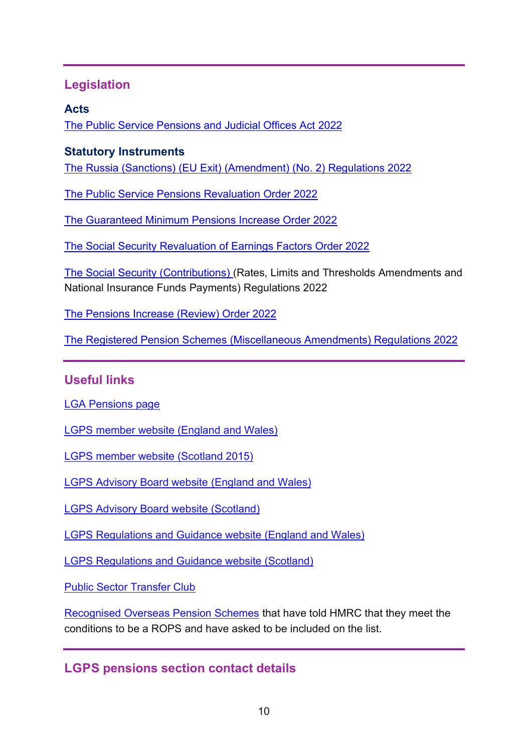## Legislation

### Acts

The Public Service Pensions and Judicial Offices Act 2022

### Statutory Instruments

The Russia (Sanctions) (EU Exit) (Amendment) (No. 2) Regulations 2022

The Public Service Pensions Revaluation Order 2022

The Guaranteed Minimum Pensions Increase Order 2022

The Social Security Revaluation of Earnings Factors Order 2022

The Social Security (Contributions) (Rates, Limits and Thresholds Amendments and National Insurance Funds Payments) Regulations 2022

The Pensions Increase (Review) Order 2022

The Registered Pension Schemes (Miscellaneous Amendments) Regulations 2022

## Useful links

LGA Pensions page

LGPS member website (England and Wales)

LGPS member website (Scotland 2015)

LGPS Advisory Board website (England and Wales)

LGPS Advisory Board website (Scotland)

LGPS Regulations and Guidance website (England and Wales)

LGPS Regulations and Guidance website (Scotland)

Public Sector Transfer Club

Recognised Overseas Pension Schemes that have told HMRC that they meet the conditions to be a ROPS and have asked to be included on the list.

## LGPS pensions section contact details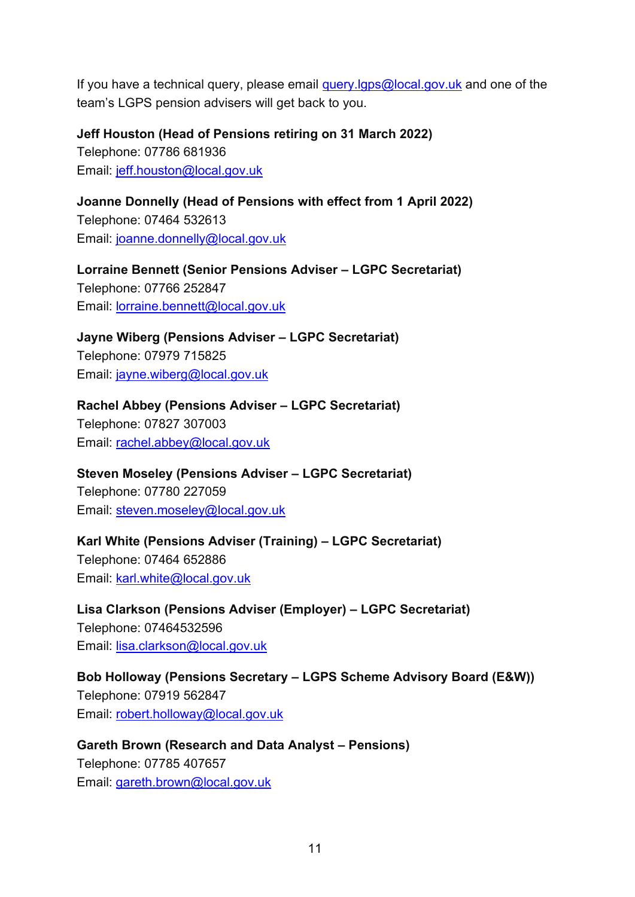If you have a technical query, please email query.lgps@local.gov.uk and one of the team's LGPS pension advisers will get back to you.

**Jeff Houston (Head of Pensions retiring on 31 March 2022)**
Telephone: 07786 681936
Email: jeff.houston@local.gov.uk

**Joanne Donnelly (Head of Pensions with effect from 1 April 2022)**
Telephone: 07464 532613
Email: joanne.donnelly@local.gov.uk

**Lorraine Bennett (Senior Pensions Adviser – LGPC Secretariat)**
Telephone: 07766 252847
Email: lorraine.bennett@local.gov.uk

**Jayne Wiberg (Pensions Adviser – LGPC Secretariat)**
Telephone: 07979 715825
Email: jayne.wiberg@local.gov.uk

**Rachel Abbey (Pensions Adviser – LGPC Secretariat)**
Telephone: 07827 307003
Email: rachel.abbey@local.gov.uk

**Steven Moseley (Pensions Adviser – LGPC Secretariat)**
Telephone: 07780 227059
Email: steven.moseley@local.gov.uk

**Karl White (Pensions Adviser (Training) – LGPC Secretariat)**
Telephone: 07464 652886
Email: karl.white@local.gov.uk

**Lisa Clarkson (Pensions Adviser (Employer) – LGPC Secretariat)**
Telephone: 07464532596
Email: lisa.clarkson@local.gov.uk

**Bob Holloway (Pensions Secretary – LGPS Scheme Advisory Board (E&W))**
Telephone: 07919 562847
Email: robert.holloway@local.gov.uk

**Gareth Brown (Research and Data Analyst – Pensions)**
Telephone: 07785 407657
Email: gareth.brown@local.gov.uk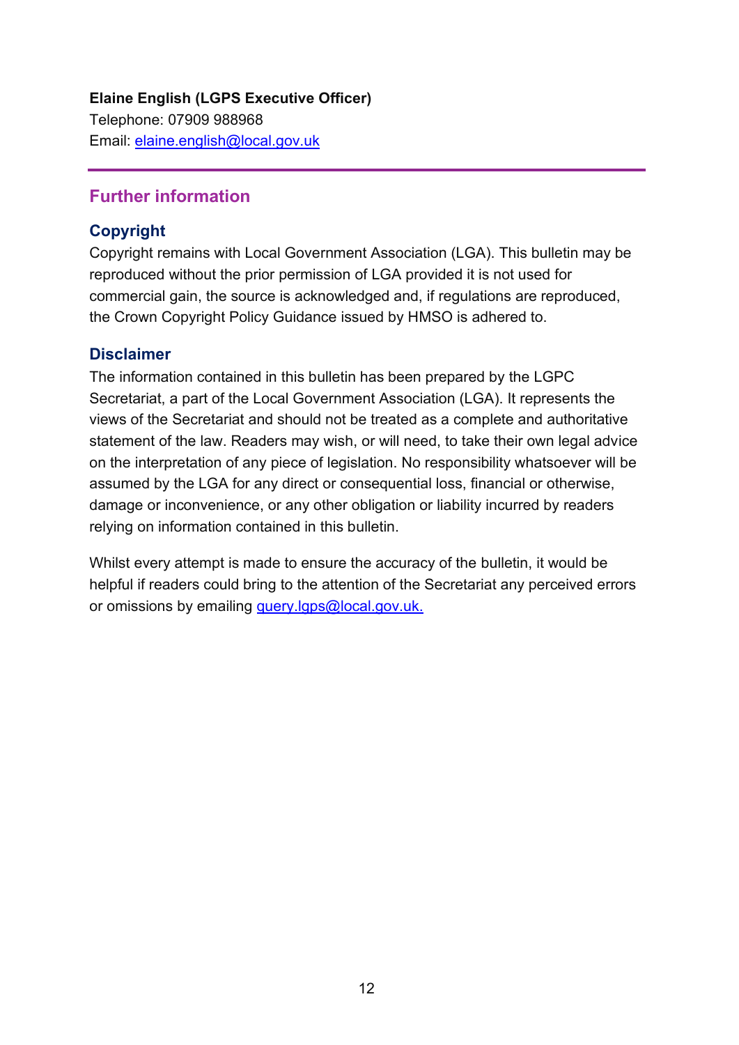**Elaine English (LGPS Executive Officer)**
Telephone: 07909 988968
Email: elaine.english@local.gov.uk

---

## Further information

### Copyright

Copyright remains with Local Government Association (LGA). This bulletin may be reproduced without the prior permission of LGA provided it is not used for commercial gain, the source is acknowledged and, if regulations are reproduced, the Crown Copyright Policy Guidance issued by HMSO is adhered to.

### Disclaimer

The information contained in this bulletin has been prepared by the LGPC Secretariat, a part of the Local Government Association (LGA). It represents the views of the Secretariat and should not be treated as a complete and authoritative statement of the law. Readers may wish, or will need, to take their own legal advice on the interpretation of any piece of legislation. No responsibility whatsoever will be assumed by the LGA for any direct or consequential loss, financial or otherwise, damage or inconvenience, or any other obligation or liability incurred by readers relying on information contained in this bulletin.

Whilst every attempt is made to ensure the accuracy of the bulletin, it would be helpful if readers could bring to the attention of the Secretariat any perceived errors or omissions by emailing query.lgps@local.gov.uk.